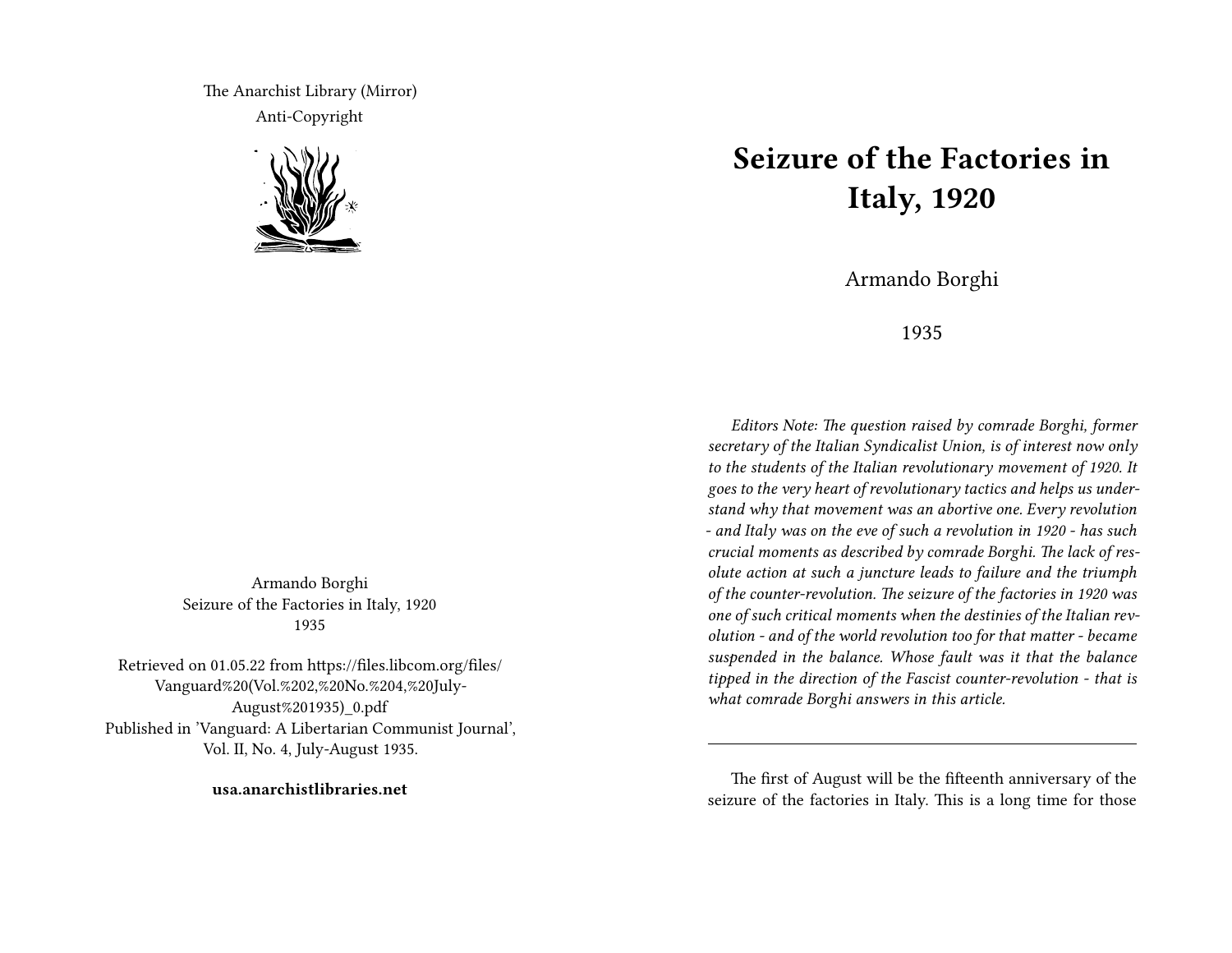The Anarchist Library (Mirror)
Anti-Copyright

Armando Borghi
Seizure of the Factories in Italy, 1920
1935

Retrieved on 01.05.22 from https://files.libcom.org/files/Vanguard%20(Vol.%202,%20No.%204,%20July-August%201935)_0.pdf
Published in 'Vanguard: A Libertarian Communist Journal', Vol. II, No. 4, July-August 1935.

**usa.anarchistlibraries.net**

# Seizure of the Factories in Italy, 1920

Armando Borghi

1935

*Editors Note: The question raised by comrade Borghi, former secretary of the Italian Syndicalist Union, is of interest now only to the students of the Italian revolutionary movement of 1920. It goes to the very heart of revolutionary tactics and helps us understand why that movement was an abortive one. Every revolution - and Italy was on the eve of such a revolution in 1920 - has such crucial moments as described by comrade Borghi. The lack of resolute action at such a juncture leads to failure and the triumph of the counter-revolution. The seizure of the factories in 1920 was one of such critical moments when the destinies of the Italian revolution - and of the world revolution too for that matter - became suspended in the balance. Whose fault was it that the balance tipped in the direction of the Fascist counter-revolution - that is what comrade Borghi answers in this article.*

---

The first of August will be the fifteenth anniversary of the seizure of the factories in Italy. This is a long time for those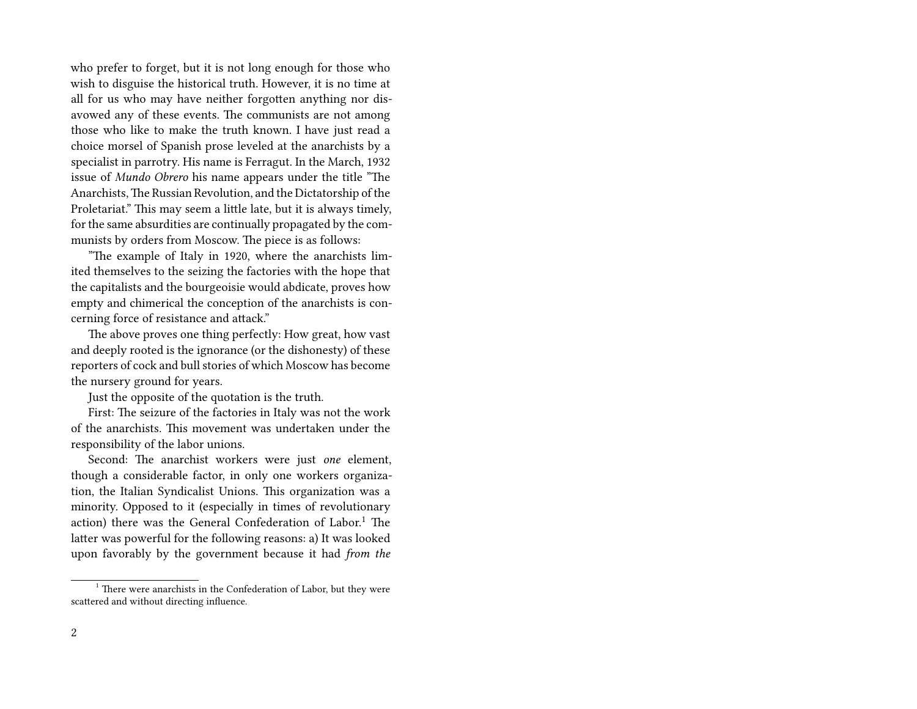who prefer to forget, but it is not long enough for those who wish to disguise the historical truth. However, it is no time at all for us who may have neither forgotten anything nor disavowed any of these events. The communists are not among those who like to make the truth known. I have just read a choice morsel of Spanish prose leveled at the anarchists by a specialist in parrotry. His name is Ferragut. In the March, 1932 issue of *Mundo Obrero* his name appears under the title "The Anarchists, The Russian Revolution, and the Dictatorship of the Proletariat." This may seem a little late, but it is always timely, for the same absurdities are continually propagated by the communists by orders from Moscow. The piece is as follows:

"The example of Italy in 1920, where the anarchists limited themselves to the seizing the factories with the hope that the capitalists and the bourgeoisie would abdicate, proves how empty and chimerical the conception of the anarchists is concerning force of resistance and attack."

The above proves one thing perfectly: How great, how vast and deeply rooted is the ignorance (or the dishonesty) of these reporters of cock and bull stories of which Moscow has become the nursery ground for years.

Just the opposite of the quotation is the truth.

First: The seizure of the factories in Italy was not the work of the anarchists. This movement was undertaken under the responsibility of the labor unions.

Second: The anarchist workers were just *one* element, though a considerable factor, in only one workers organization, the Italian Syndicalist Unions. This organization was a minority. Opposed to it (especially in times of revolutionary action) there was the General Confederation of Labor.[1] The latter was powerful for the following reasons: a) It was looked upon favorably by the government because it had *from the*

[1] There were anarchists in the Confederation of Labor, but they were scattered and without directing influence.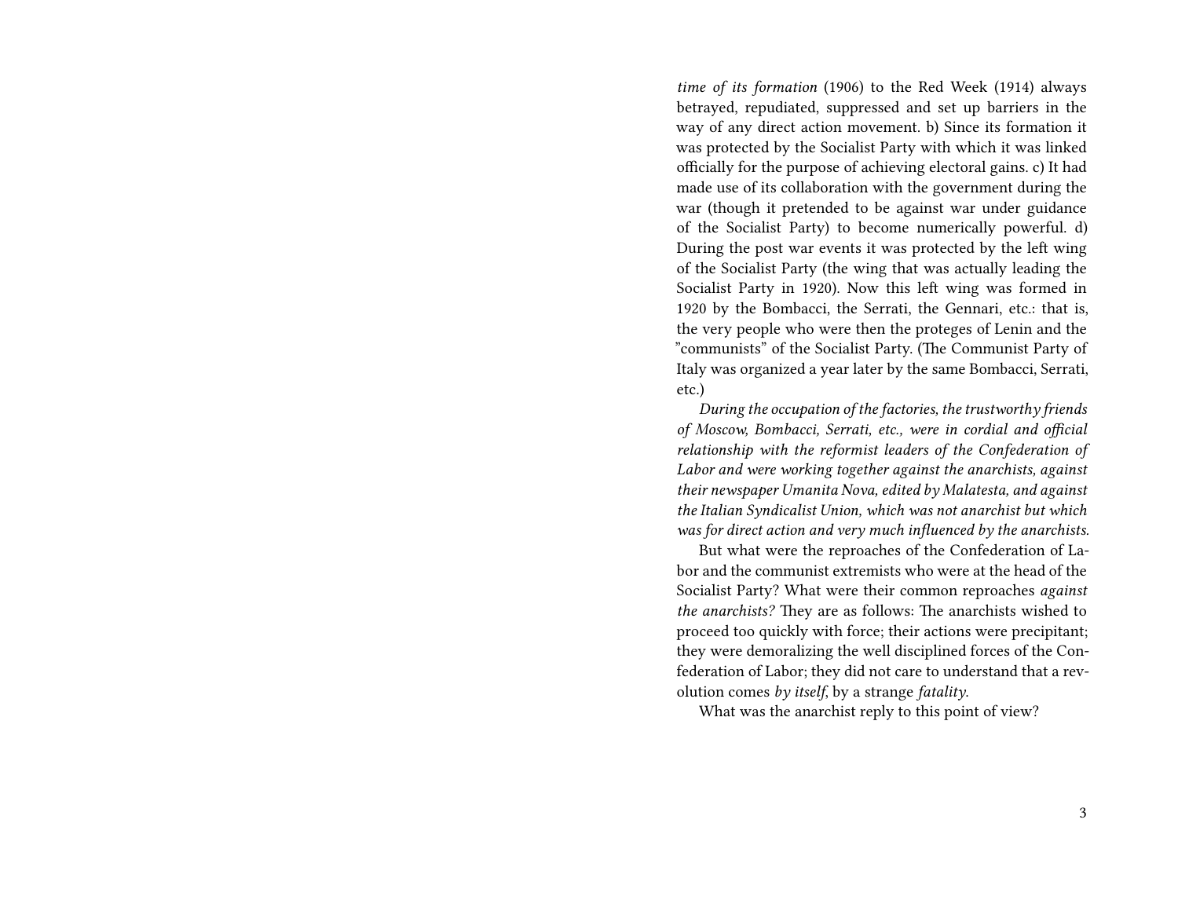*time of its formation* (1906) to the Red Week (1914) always betrayed, repudiated, suppressed and set up barriers in the way of any direct action movement. b) Since its formation it was protected by the Socialist Party with which it was linked officially for the purpose of achieving electoral gains. c) It had made use of its collaboration with the government during the war (though it pretended to be against war under guidance of the Socialist Party) to become numerically powerful. d) During the post war events it was protected by the left wing of the Socialist Party (the wing that was actually leading the Socialist Party in 1920). Now this left wing was formed in 1920 by the Bombacci, the Serrati, the Gennari, etc.: that is, the very people who were then the proteges of Lenin and the "communists" of the Socialist Party. (The Communist Party of Italy was organized a year later by the same Bombacci, Serrati, etc.)

*During the occupation of the factories, the trustworthy friends of Moscow, Bombacci, Serrati, etc., were in cordial and official relationship with the reformist leaders of the Confederation of Labor and were working together against the anarchists, against their newspaper Umanita Nova, edited by Malatesta, and against the Italian Syndicalist Union, which was not anarchist but which was for direct action and very much influenced by the anarchists.*

But what were the reproaches of the Confederation of Labor and the communist extremists who were at the head of the Socialist Party? What were their common reproaches *against the anarchists?* They are as follows: The anarchists wished to proceed too quickly with force; their actions were precipitant; they were demoralizing the well disciplined forces of the Confederation of Labor; they did not care to understand that a revolution comes *by itself*, by a strange *fatality*.

What was the anarchist reply to this point of view?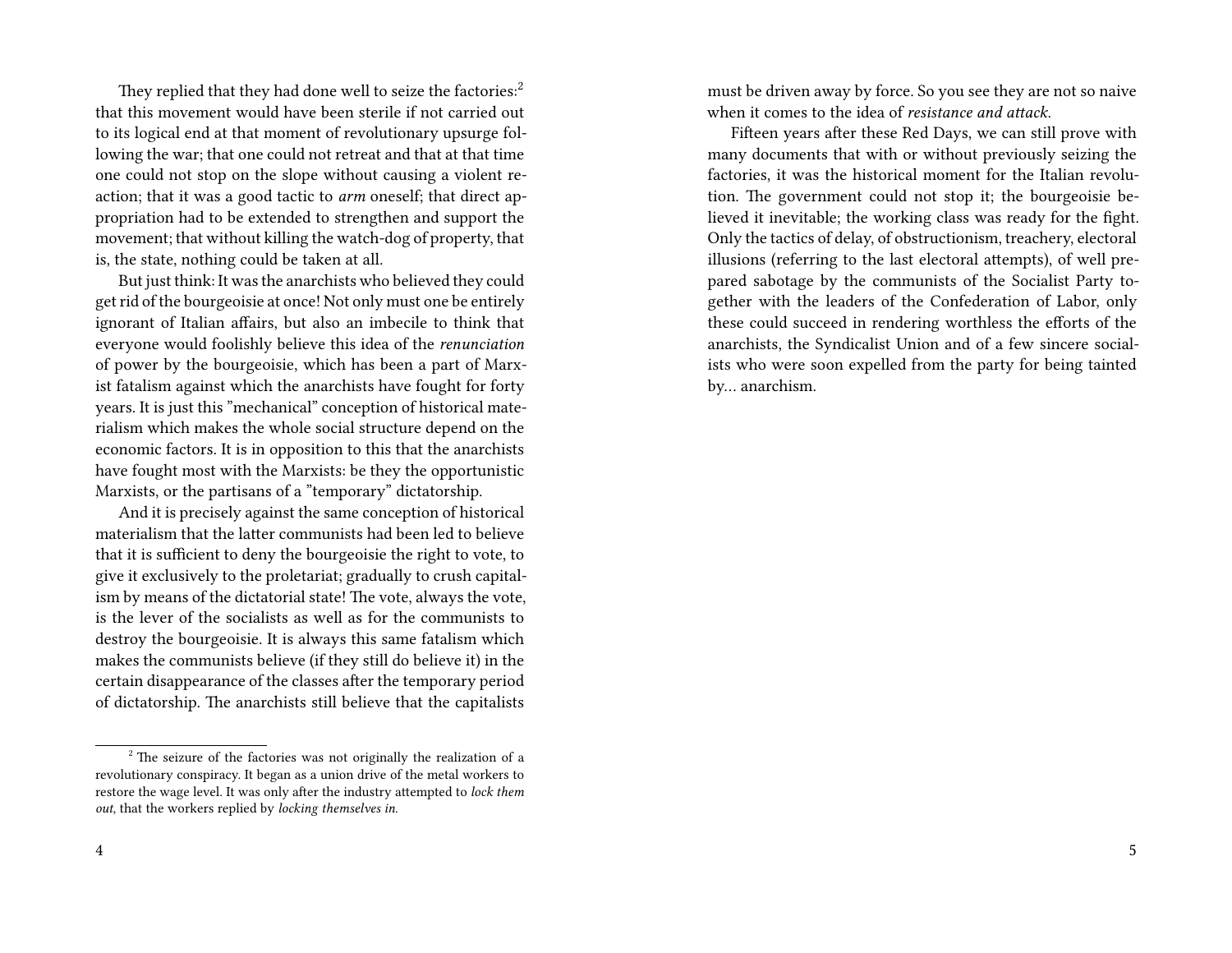They replied that they had done well to seize the factories:[2] that this movement would have been sterile if not carried out to its logical end at that moment of revolutionary upsurge following the war; that one could not retreat and that at that time one could not stop on the slope without causing a violent reaction; that it was a good tactic to *arm* oneself; that direct appropriation had to be extended to strengthen and support the movement; that without killing the watch-dog of property, that is, the state, nothing could be taken at all.

But just think: It was the anarchists who believed they could get rid of the bourgeoisie at once! Not only must one be entirely ignorant of Italian affairs, but also an imbecile to think that everyone would foolishly believe this idea of the *renunciation* of power by the bourgeoisie, which has been a part of Marxist fatalism against which the anarchists have fought for forty years. It is just this "mechanical" conception of historical materialism which makes the whole social structure depend on the economic factors. It is in opposition to this that the anarchists have fought most with the Marxists: be they the opportunistic Marxists, or the partisans of a "temporary" dictatorship.

And it is precisely against the same conception of historical materialism that the latter communists had been led to believe that it is sufficient to deny the bourgeoisie the right to vote, to give it exclusively to the proletariat; gradually to crush capitalism by means of the dictatorial state! The vote, always the vote, is the lever of the socialists as well as for the communists to destroy the bourgeoisie. It is always this same fatalism which makes the communists believe (if they still do believe it) in the certain disappearance of the classes after the temporary period of dictatorship. The anarchists still believe that the capitalists must be driven away by force. So you see they are not so naive when it comes to the idea of *resistance and attack*.

Fifteen years after these Red Days, we can still prove with many documents that with or without previously seizing the factories, it was the historical moment for the Italian revolution. The government could not stop it; the bourgeoisie believed it inevitable; the working class was ready for the fight. Only the tactics of delay, of obstructionism, treachery, electoral illusions (referring to the last electoral attempts), of well prepared sabotage by the communists of the Socialist Party together with the leaders of the Confederation of Labor, only these could succeed in rendering worthless the efforts of the anarchists, the Syndicalist Union and of a few sincere socialists who were soon expelled from the party for being tainted by… anarchism.

[2] The seizure of the factories was not originally the realization of a revolutionary conspiracy. It began as a union drive of the metal workers to restore the wage level. It was only after the industry attempted to *lock them out*, that the workers replied by *locking themselves in*.